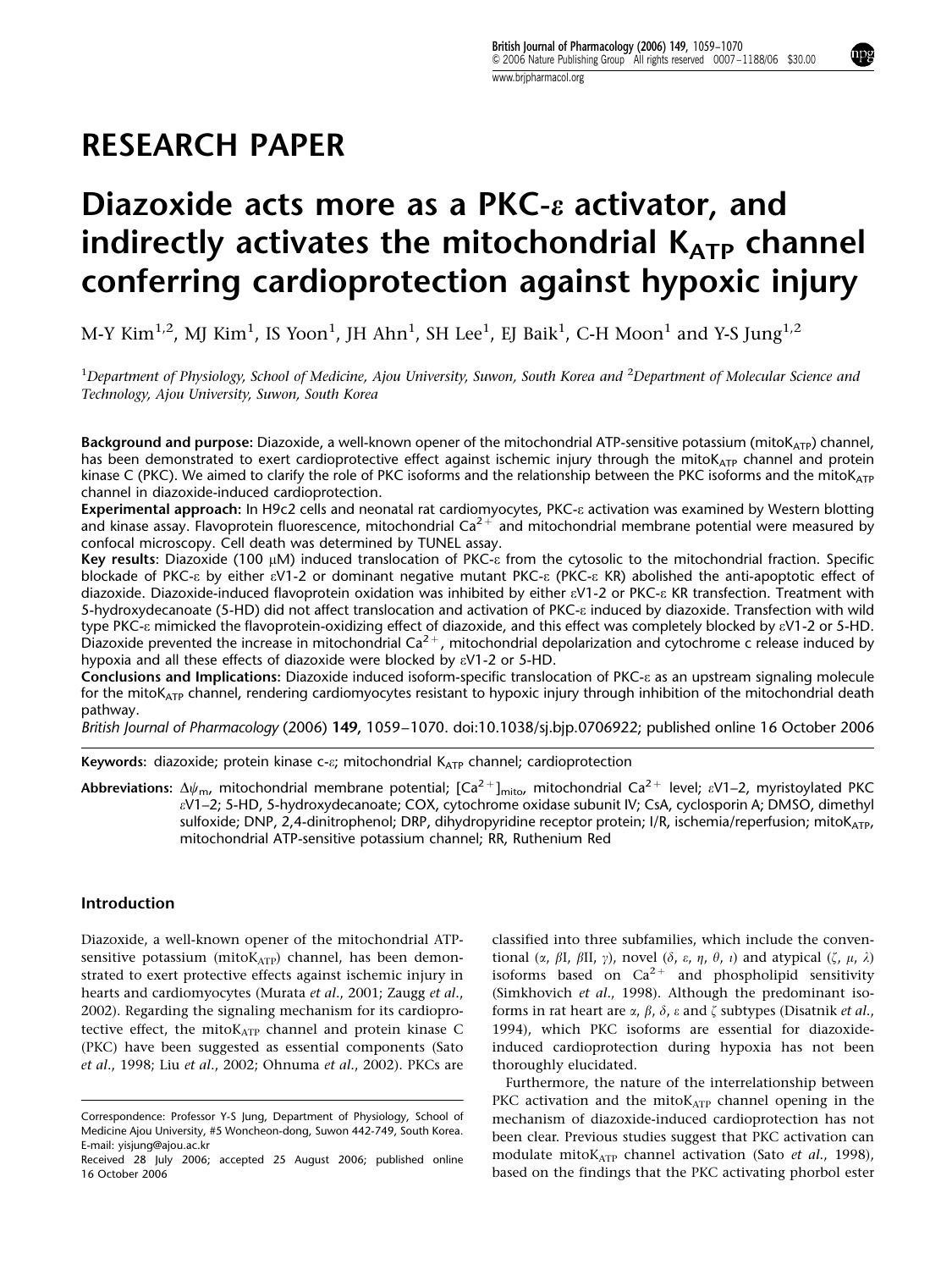RESEARCH PAPER

# Diazoxide acts more as a PKC-ε activator, and indirectly activates the mitochondrial $K_{ATP}$ channel conferring cardioprotection against hypoxic injury

M-Y Kim[1,2], MJ Kim[1], IS Yoon[1], JH Ahn[1], SH Lee[1], EJ Baik[1], C-H Moon[1] and Y-S Jung[1,2]

[1]Department of Physiology, School of Medicine, Ajou University, Suwon, South Korea and [2]Department of Molecular Science and Technology, Ajou University, Suwon, South Korea

**Background and purpose:** Diazoxide, a well-known opener of the mitochondrial ATP-sensitive potassium (mito$K_{ATP}$) channel, has been demonstrated to exert cardioprotective effect against ischemic injury through the mito$K_{ATP}$ channel and protein kinase C (PKC). We aimed to clarify the role of PKC isoforms and the relationship between the PKC isoforms and the mito$K_{ATP}$ channel in diazoxide-induced cardioprotection.

**Experimental approach:** In H9c2 cells and neonatal rat cardiomyocytes, PKC-ε activation was examined by Western blotting and kinase assay. Flavoprotein fluorescence, mitochondrial $Ca^{2+}$ and mitochondrial membrane potential were measured by confocal microscopy. Cell death was determined by TUNEL assay.

**Key results:** Diazoxide (100 μM) induced translocation of PKC-ε from the cytosolic to the mitochondrial fraction. Specific blockade of PKC-ε by either εV1-2 or dominant negative mutant PKC-ε (PKC-ε KR) abolished the anti-apoptotic effect of diazoxide. Diazoxide-induced flavoprotein oxidation was inhibited by either εV1-2 or PKC-ε KR transfection. Treatment with 5-hydroxydecanoate (5-HD) did not affect translocation and activation of PKC-ε induced by diazoxide. Transfection with wild type PKC-ε mimicked the flavoprotein-oxidizing effect of diazoxide, and this effect was completely blocked by εV1-2 or 5-HD. Diazoxide prevented the increase in mitochondrial $Ca^{2+}$, mitochondrial depolarization and cytochrome c release induced by hypoxia and all these effects of diazoxide were blocked by εV1-2 or 5-HD.

**Conclusions and Implications:** Diazoxide induced isoform-specific translocation of PKC-ε as an upstream signaling molecule for the mito$K_{ATP}$ channel, rendering cardiomyocytes resistant to hypoxic injury through inhibition of the mitochondrial death pathway.

*British Journal of Pharmacology* (2006) **149**, 1059–1070. doi:10.1038/sj.bjp.0706922; published online 16 October 2006

**Keywords:** diazoxide; protein kinase c-ε; mitochondrial $K_{ATP}$ channel; cardioprotection

**Abbreviations:** $\Delta\psi_m$, mitochondrial membrane potential; $[Ca^{2+}]_{mito}$, mitochondrial $Ca^{2+}$ level; εV1–2, myristoylated PKC εV1–2; 5-HD, 5-hydroxydecanoate; COX, cytochrome oxidase subunit IV; CsA, cyclosporin A; DMSO, dimethyl sulfoxide; DNP, 2,4-dinitrophenol; DRP, dihydropyridine receptor protein; I/R, ischemia/reperfusion; mito$K_{ATP}$, mitochondrial ATP-sensitive potassium channel; RR, Ruthenium Red

## Introduction

Diazoxide, a well-known opener of the mitochondrial ATP-sensitive potassium (mito$K_{ATP}$) channel, has been demonstrated to exert protective effects against ischemic injury in hearts and cardiomyocytes (Murata *et al*., 2001; Zaugg *et al*., 2002). Regarding the signaling mechanism for its cardioprotective effect, the mito$K_{ATP}$ channel and protein kinase C (PKC) have been suggested as essential components (Sato *et al*., 1998; Liu *et al*., 2002; Ohnuma *et al*., 2002). PKCs are classified into three subfamilies, which include the conventional (α, βI, βII, γ), novel (δ, ε, η, θ, ι) and atypical (ζ, μ, λ) isoforms based on $Ca^{2+}$ and phospholipid sensitivity (Simkhovich *et al*., 1998). Although the predominant isoforms in rat heart are α, β, δ, ε and ζ subtypes (Disatnik *et al*., 1994), which PKC isoforms are essential for diazoxide-induced cardioprotection during hypoxia has not been thoroughly elucidated.

Furthermore, the nature of the interrelationship between PKC activation and the mito$K_{ATP}$ channel opening in the mechanism of diazoxide-induced cardioprotection has not been clear. Previous studies suggest that PKC activation can modulate mito$K_{ATP}$ channel activation (Sato *et al*., 1998), based on the findings that the PKC activating phorbol ester

Correspondence: Professor Y-S Jung, Department of Physiology, School of Medicine Ajou University, #5 Woncheon-dong, Suwon 442-749, South Korea. E-mail: yisjung@ajou.ac.kr

Received 28 July 2006; accepted 25 August 2006; published online 16 October 2006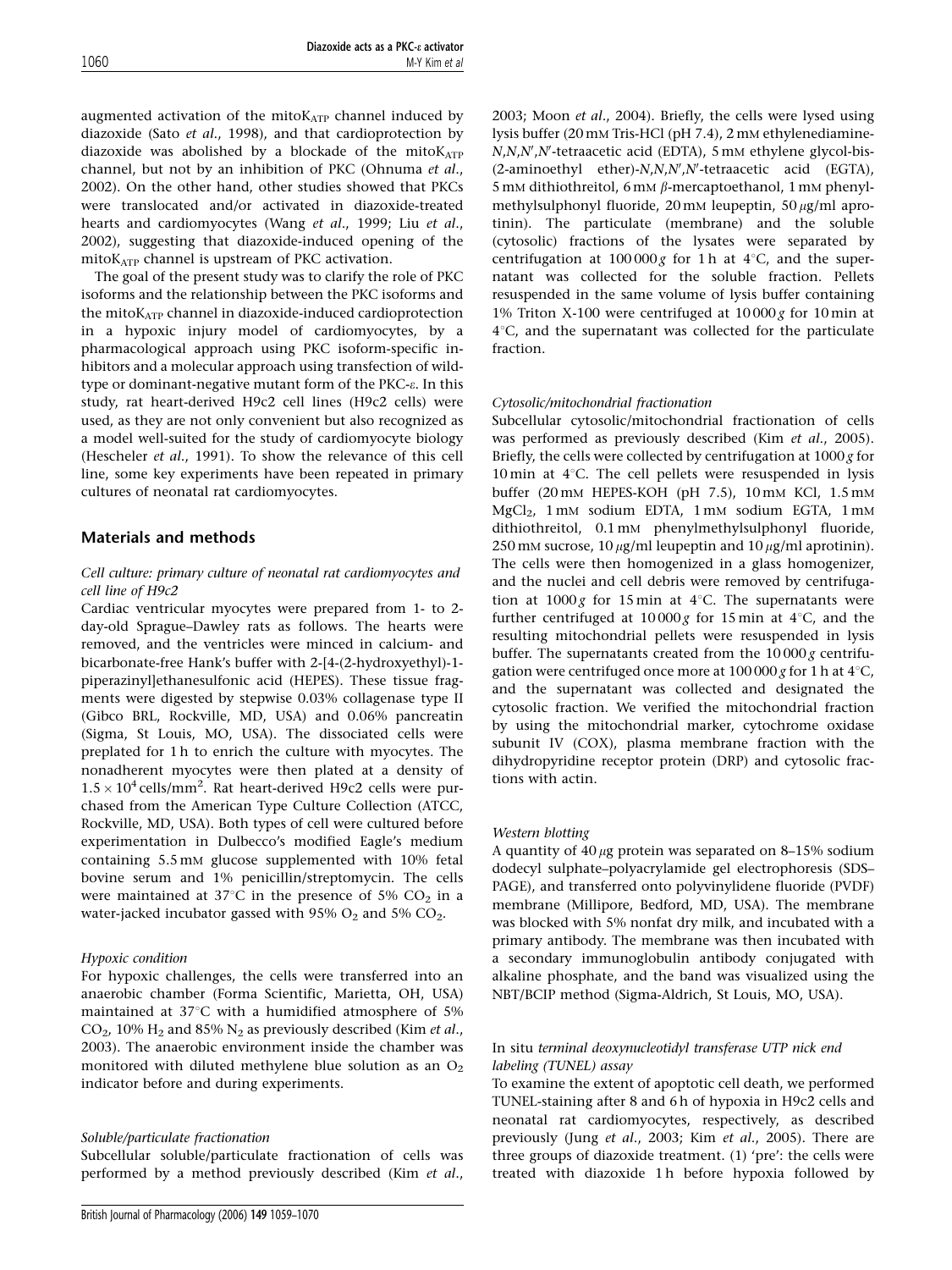augmented activation of the mito$K_{ATP}$ channel induced by diazoxide (Sato *et al*., 1998), and that cardioprotection by diazoxide was abolished by a blockade of the mito$K_{ATP}$ channel, but not by an inhibition of PKC (Ohnuma *et al*., 2002). On the other hand, other studies showed that PKCs were translocated and/or activated in diazoxide-treated hearts and cardiomyocytes (Wang *et al*., 1999; Liu *et al*., 2002), suggesting that diazoxide-induced opening of the mito$K_{ATP}$ channel is upstream of PKC activation.

The goal of the present study was to clarify the role of PKC isoforms and the relationship between the PKC isoforms and the mito$K_{ATP}$ channel in diazoxide-induced cardioprotection in a hypoxic injury model of cardiomyocytes, by a pharmacological approach using PKC isoform-specific inhibitors and a molecular approach using transfection of wild-type or dominant-negative mutant form of the PKC-$\varepsilon$. In this study, rat heart-derived H9c2 cell lines (H9c2 cells) were used, as they are not only convenient but also recognized as a model well-suited for the study of cardiomyocyte biology (Hescheler *et al*., 1991). To show the relevance of this cell line, some key experiments have been repeated in primary cultures of neonatal rat cardiomyocytes.

## Materials and methods

### *Cell culture: primary culture of neonatal rat cardiomyocytes and cell line of H9c2*

Cardiac ventricular myocytes were prepared from 1- to 2-day-old Sprague–Dawley rats as follows. The hearts were removed, and the ventricles were minced in calcium- and bicarbonate-free Hank's buffer with 2-[4-(2-hydroxyethyl)-1-piperazinyl]ethanesulfonic acid (HEPES). These tissue fragments were digested by stepwise 0.03% collagenase type II (Gibco BRL, Rockville, MD, USA) and 0.06% pancreatin (Sigma, St Louis, MO, USA). The dissociated cells were preplated for 1 h to enrich the culture with myocytes. The nonadherent myocytes were then plated at a density of $1.5 \times 10^4$ cells/mm$^2$. Rat heart-derived H9c2 cells were purchased from the American Type Culture Collection (ATCC, Rockville, MD, USA). Both types of cell were cultured before experimentation in Dulbecco's modified Eagle's medium containing 5.5 mM glucose supplemented with 10% fetal bovine serum and 1% penicillin/streptomycin. The cells were maintained at 37°C in the presence of 5% $CO_2$ in a water-jacked incubator gassed with 95% $O_2$ and 5% $CO_2$.

### *Hypoxic condition*

For hypoxic challenges, the cells were transferred into an anaerobic chamber (Forma Scientific, Marietta, OH, USA) maintained at 37°C with a humidified atmosphere of 5% $CO_2$, 10% $H_2$ and 85% $N_2$ as previously described (Kim *et al*., 2003). The anaerobic environment inside the chamber was monitored with diluted methylene blue solution as an $O_2$ indicator before and during experiments.

### *Soluble/particulate fractionation*

Subcellular soluble/particulate fractionation of cells was performed by a method previously described (Kim *et al*., 2003; Moon *et al*., 2004). Briefly, the cells were lysed using lysis buffer (20 mM Tris-HCl (pH 7.4), 2 mM ethylenediamine-*N*,*N*,*N*′,*N*′-tetraacetic acid (EDTA), 5 mM ethylene glycol-bis-(2-aminoethyl ether)-*N*,*N*,*N*′,*N*′-tetraacetic acid (EGTA), 5 mM dithiothreitol, 6 mM $\beta$-mercaptoethanol, 1 mM phenylmethylsulphonyl fluoride, 20 mM leupeptin, 50 $\mu$g/ml aprotinin). The particulate (membrane) and the soluble (cytosolic) fractions of the lysates were separated by centrifugation at 100 000 *g* for 1 h at 4°C, and the supernatant was collected for the soluble fraction. Pellets resuspended in the same volume of lysis buffer containing 1% Triton X-100 were centrifuged at 10 000 *g* for 10 min at 4°C, and the supernatant was collected for the particulate fraction.

### *Cytosolic/mitochondrial fractionation*

Subcellular cytosolic/mitochondrial fractionation of cells was performed as previously described (Kim *et al*., 2005). Briefly, the cells were collected by centrifugation at 1000 *g* for 10 min at 4°C. The cell pellets were resuspended in lysis buffer (20 mM HEPES-KOH (pH 7.5), 10 mM KCl, 1.5 mM $MgCl_2$, 1 mM sodium EDTA, 1 mM sodium EGTA, 1 mM dithiothreitol, 0.1 mM phenylmethylsulphonyl fluoride, 250 mM sucrose, 10 $\mu$g/ml leupeptin and 10 $\mu$g/ml aprotinin). The cells were then homogenized in a glass homogenizer, and the nuclei and cell debris were removed by centrifugation at 1000 *g* for 15 min at 4°C. The supernatants were further centrifuged at 10 000 *g* for 15 min at 4°C, and the resulting mitochondrial pellets were resuspended in lysis buffer. The supernatants created from the 10 000 *g* centrifugation were centrifuged once more at 100 000 *g* for 1 h at 4°C, and the supernatant was collected and designated the cytosolic fraction. We verified the mitochondrial fraction by using the mitochondrial marker, cytochrome oxidase subunit IV (COX), plasma membrane fraction with the dihydropyridine receptor protein (DRP) and cytosolic fractions with actin.

### *Western blotting*

A quantity of 40 $\mu$g protein was separated on 8–15% sodium dodecyl sulphate–polyacrylamide gel electrophoresis (SDS–PAGE), and transferred onto polyvinylidene fluoride (PVDF) membrane (Millipore, Bedford, MD, USA). The membrane was blocked with 5% nonfat dry milk, and incubated with a primary antibody. The membrane was then incubated with a secondary immunoglobulin antibody conjugated with alkaline phosphate, and the band was visualized using the NBT/BCIP method (Sigma-Aldrich, St Louis, MO, USA).

### In situ *terminal deoxynucleotidyl transferase UTP nick end labeling (TUNEL) assay*

To examine the extent of apoptotic cell death, we performed TUNEL-staining after 8 and 6 h of hypoxia in H9c2 cells and neonatal rat cardiomyocytes, respectively, as described previously (Jung *et al*., 2003; Kim *et al*., 2005). There are three groups of diazoxide treatment. (1) 'pre': the cells were treated with diazoxide 1 h before hypoxia followed by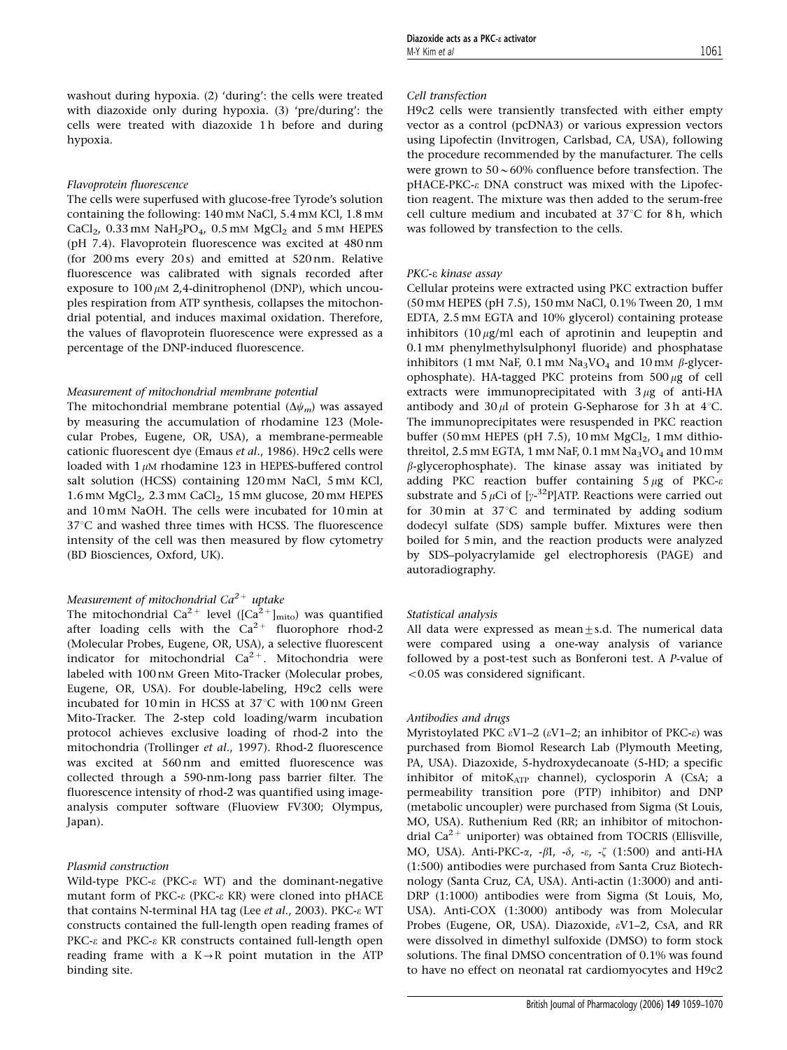washout during hypoxia. (2) 'during': the cells were treated with diazoxide only during hypoxia. (3) 'pre/during': the cells were treated with diazoxide 1 h before and during hypoxia.

### *Flavoprotein fluorescence*

The cells were superfused with glucose-free Tyrode's solution containing the following: 140 mM NaCl, 5.4 mM KCl, 1.8 mM $CaCl_2$, 0.33 mM $NaH_2PO_4$, 0.5 mM $MgCl_2$ and 5 mM HEPES (pH 7.4). Flavoprotein fluorescence was excited at 480 nm (for 200 ms every 20 s) and emitted at 520 nm. Relative fluorescence was calibrated with signals recorded after exposure to 100 $\mu$M 2,4-dinitrophenol (DNP), which uncouples respiration from ATP synthesis, collapses the mitochondrial potential, and induces maximal oxidation. Therefore, the values of flavoprotein fluorescence were expressed as a percentage of the DNP-induced fluorescence.

### *Measurement of mitochondrial membrane potential*

The mitochondrial membrane potential ($\Delta\psi_m$) was assayed by measuring the accumulation of rhodamine 123 (Molecular Probes, Eugene, OR, USA), a membrane-permeable cationic fluorescent dye (Emaus *et al*., 1986). H9c2 cells were loaded with 1 $\mu$M rhodamine 123 in HEPES-buffered control salt solution (HCSS) containing 120 mM NaCl, 5 mM KCl, 1.6 mM $MgCl_2$, 2.3 mM $CaCl_2$, 15 mM glucose, 20 mM HEPES and 10 mM NaOH. The cells were incubated for 10 min at 37°C and washed three times with HCSS. The fluorescence intensity of the cell was then measured by flow cytometry (BD Biosciences, Oxford, UK).

### *Measurement of mitochondrial $Ca^{2+}$ uptake*

The mitochondrial $Ca^{2+}$ level ($[Ca^{2+}]_{mito}$) was quantified after loading cells with the $Ca^{2+}$ fluorophore rhod-2 (Molecular Probes, Eugene, OR, USA), a selective fluorescent indicator for mitochondrial $Ca^{2+}$. Mitochondria were labeled with 100 nM Green Mito-Tracker (Molecular probes, Eugene, OR, USA). For double-labeling, H9c2 cells were incubated for 10 min in HCSS at 37°C with 100 nM Green Mito-Tracker. The 2-step cold loading/warm incubation protocol achieves exclusive loading of rhod-2 into the mitochondria (Trollinger *et al*., 1997). Rhod-2 fluorescence was excited at 560 nm and emitted fluorescence was collected through a 590-nm-long pass barrier filter. The fluorescence intensity of rhod-2 was quantified using image-analysis computer software (Fluoview FV300; Olympus, Japan).

### *Plasmid construction*

Wild-type PKC-$\varepsilon$ (PKC-$\varepsilon$ WT) and the dominant-negative mutant form of PKC-$\varepsilon$ (PKC-$\varepsilon$ KR) were cloned into pHACE that contains N-terminal HA tag (Lee *et al*., 2003). PKC-$\varepsilon$ WT constructs contained the full-length open reading frames of PKC-$\varepsilon$ and PKC-$\varepsilon$ KR constructs contained full-length open reading frame with a K→R point mutation in the ATP binding site.

### *Cell transfection*

H9c2 cells were transiently transfected with either empty vector as a control (pcDNA3) or various expression vectors using Lipofectin (Invitrogen, Carlsbad, CA, USA), following the procedure recommended by the manufacturer. The cells were grown to 50∼60% confluence before transfection. The pHACE-PKC-$\varepsilon$ DNA construct was mixed with the Lipofection reagent. The mixture was then added to the serum-free cell culture medium and incubated at 37°C for 8 h, which was followed by transfection to the cells.

### *PKC-$\varepsilon$ kinase assay*

Cellular proteins were extracted using PKC extraction buffer (50 mM HEPES (pH 7.5), 150 mM NaCl, 0.1% Tween 20, 1 mM EDTA, 2.5 mM EGTA and 10% glycerol) containing protease inhibitors (10 $\mu$g/ml each of aprotinin and leupeptin and 0.1 mM phenylmethylsulphonyl fluoride) and phosphatase inhibitors (1 mM NaF, 0.1 mM $Na_3VO_4$ and 10 mM $\beta$-glycerophosphate). HA-tagged PKC proteins from 500 $\mu$g of cell extracts were immunoprecipitated with 3 $\mu$g of anti-HA antibody and 30 $\mu$l of protein G-Sepharose for 3 h at 4°C. The immunoprecipitates were resuspended in PKC reaction buffer (50 mM HEPES (pH 7.5), 10 mM $MgCl_2$, 1 mM dithiothreitol, 2.5 mM EGTA, 1 mM NaF, 0.1 mM $Na_3VO_4$ and 10 mM $\beta$-glycerophosphate). The kinase assay was initiated by adding PKC reaction buffer containing 5 $\mu$g of PKC-$\varepsilon$ substrate and 5 $\mu$Ci of [$\gamma$-$^{32}$P]ATP. Reactions were carried out for 30 min at 37°C and terminated by adding sodium dodecyl sulfate (SDS) sample buffer. Mixtures were then boiled for 5 min, and the reaction products were analyzed by SDS–polyacrylamide gel electrophoresis (PAGE) and autoradiography.

### *Statistical analysis*

All data were expressed as mean ± s.d. The numerical data were compared using a one-way analysis of variance followed by a post-test such as Bonferoni test. A *P*-value of $<0.05$ was considered significant.

### *Antibodies and drugs*

Myristoylated PKC $\varepsilon$V1–2 ($\varepsilon$V1–2; an inhibitor of PKC-$\varepsilon$) was purchased from Biomol Research Lab (Plymouth Meeting, PA, USA). Diazoxide, 5-hydroxydecanoate (5-HD; a specific inhibitor of mito$K_{ATP}$ channel), cyclosporin A (CsA; a permeability transition pore (PTP) inhibitor) and DNP (metabolic uncoupler) were purchased from Sigma (St Louis, MO, USA). Ruthenium Red (RR; an inhibitor of mitochondrial $Ca^{2+}$ uniporter) was obtained from TOCRIS (Ellisville, MO, USA). Anti-PKC-$\alpha$, -$\beta$I, -$\delta$, -$\varepsilon$, -$\zeta$ (1:500) and anti-HA (1:500) antibodies were purchased from Santa Cruz Biotechnology (Santa Cruz, CA, USA). Anti-actin (1:3000) and anti-DRP (1:1000) antibodies were from Sigma (St Louis, Mo, USA). Anti-COX (1:3000) antibody was from Molecular Probes (Eugene, OR, USA). Diazoxide, $\varepsilon$V1–2, CsA, and RR were dissolved in dimethyl sulfoxide (DMSO) to form stock solutions. The final DMSO concentration of 0.1% was found to have no effect on neonatal rat cardiomyocytes and H9c2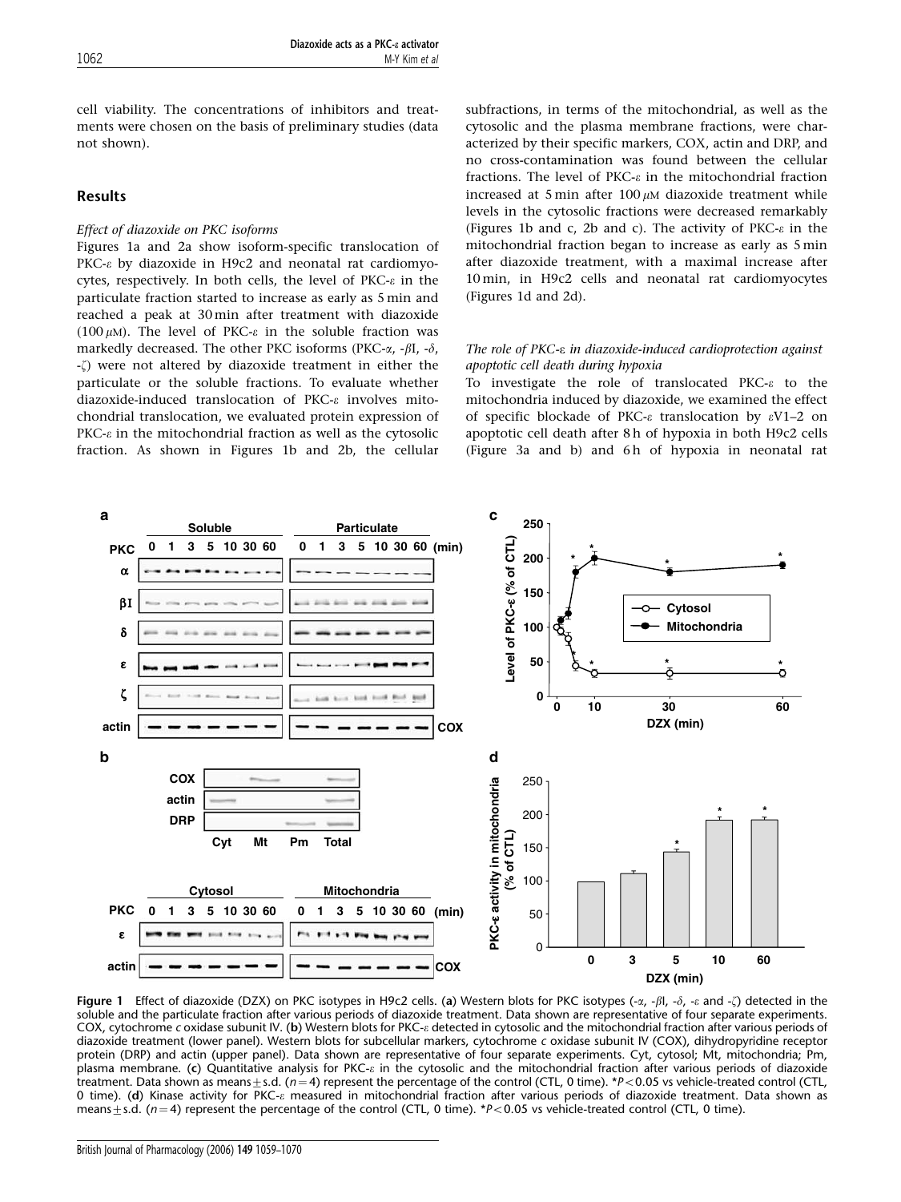cell viability. The concentrations of inhibitors and treatments were chosen on the basis of preliminary studies (data not shown).

## Results

### *Effect of diazoxide on PKC isoforms*

Figures 1a and 2a show isoform-specific translocation of PKC-ε by diazoxide in H9c2 and neonatal rat cardiomyocytes, respectively. In both cells, the level of PKC-ε in the particulate fraction started to increase as early as 5 min and reached a peak at 30 min after treatment with diazoxide (100 $\mu$M). The level of PKC-ε in the soluble fraction was markedly decreased. The other PKC isoforms (PKC-α, -βI, -δ, -ζ) were not altered by diazoxide treatment in either the particulate or the soluble fractions. To evaluate whether diazoxide-induced translocation of PKC-ε involves mitochondrial translocation, we evaluated protein expression of PKC-ε in the mitochondrial fraction as well as the cytosolic fraction. As shown in Figures 1b and 2b, the cellular subfractions, in terms of the mitochondrial, as well as the cytosolic and the plasma membrane fractions, were characterized by their specific markers, COX, actin and DRP, and no cross-contamination was found between the cellular fractions. The level of PKC-ε in the mitochondrial fraction increased at 5 min after 100 $\mu$M diazoxide treatment while levels in the cytosolic fractions were decreased remarkably (Figures 1b and c, 2b and c). The activity of PKC-ε in the mitochondrial fraction began to increase as early as 5 min after diazoxide treatment, with a maximal increase after 10 min, in H9c2 cells and neonatal rat cardiomyocytes (Figures 1d and 2d).

### *The role of PKC-ε in diazoxide-induced cardioprotection against apoptotic cell death during hypoxia*

To investigate the role of translocated PKC-ε to the mitochondria induced by diazoxide, we examined the effect of specific blockade of PKC-ε translocation by εV1–2 on apoptotic cell death after 8 h of hypoxia in both H9c2 cells (Figure 3a and b) and 6 h of hypoxia in neonatal rat

**Figure 1** Effect of diazoxide (DZX) on PKC isotypes in H9c2 cells. (**a**) Western blots for PKC isotypes (-α, -βI, -δ, -ε and -ζ) detected in the soluble and the particulate fraction after various periods of diazoxide treatment. Data shown are representative of four separate experiments. COX, cytochrome *c* oxidase subunit IV. (**b**) Western blots for PKC-ε detected in cytosolic and the mitochondrial fraction after various periods of diazoxide treatment (lower panel). Western blots for subcellular markers, cytochrome *c* oxidase subunit IV (COX), dihydropyridine receptor protein (DRP) and actin (upper panel). Data shown are representative of four separate experiments. Cyt, cytosol; Mt, mitochondria; Pm, plasma membrane. (**c**) Quantitative analysis for PKC-ε in the cytosolic and the mitochondrial fraction after various periods of diazoxide treatment. Data shown as means±s.d. ($n=4$) represent the percentage of the control (CTL, 0 time). *$P<0.05$ vs vehicle-treated control (CTL, 0 time). (**d**) Kinase activity for PKC-ε measured in mitochondrial fraction after various periods of diazoxide treatment. Data shown as means±s.d. ($n=4$) represent the percentage of the control (CTL, 0 time). *$P<0.05$ vs vehicle-treated control (CTL, 0 time).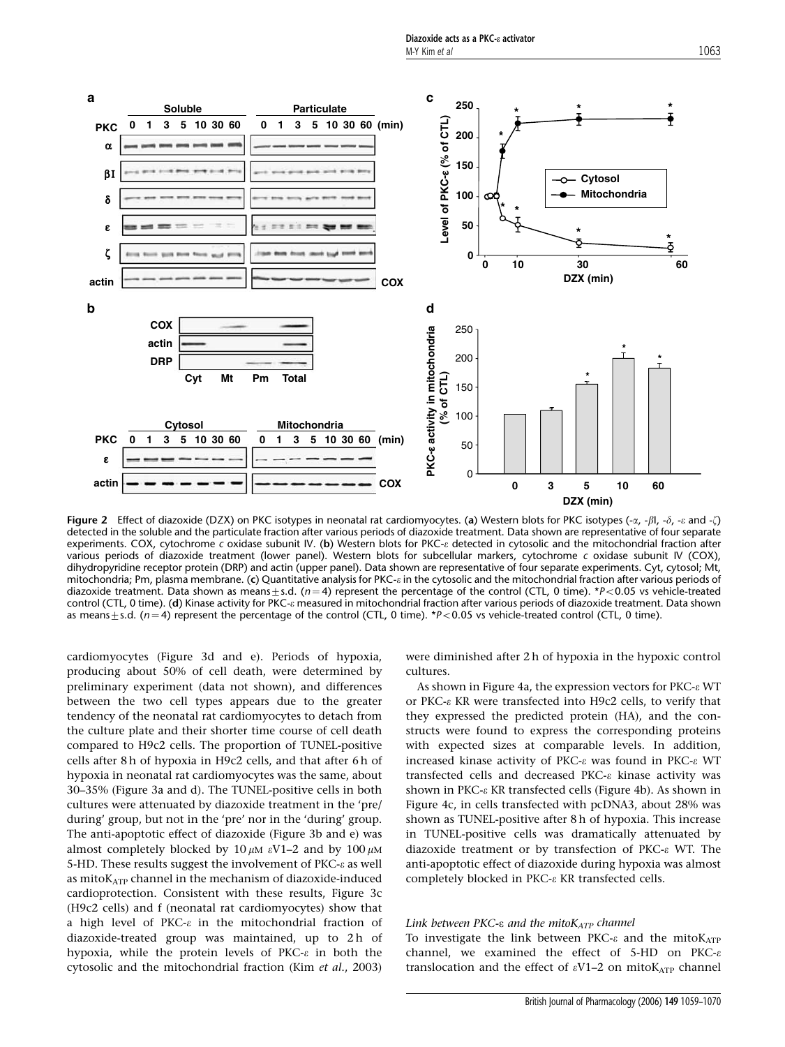**Figure 2** Effect of diazoxide (DZX) on PKC isotypes in neonatal rat cardiomyocytes. (**a**) Western blots for PKC isotypes (-$\alpha$, -$\beta$I, -$\delta$, -$\varepsilon$ and -$\zeta$) detected in the soluble and the particulate fraction after various periods of diazoxide treatment. Data shown are representative of four separate experiments. COX, cytochrome *c* oxidase subunit IV. (**b**) Western blots for PKC-$\varepsilon$ detected in cytosolic and the mitochondrial fraction after various periods of diazoxide treatment (lower panel). Western blots for subcellular markers, cytochrome *c* oxidase subunit IV (COX), dihydropyridine receptor protein (DRP) and actin (upper panel). Data shown are representative of four separate experiments. Cyt, cytosol; Mt, mitochondria; Pm, plasma membrane. (**c**) Quantitative analysis for PKC-$\varepsilon$ in the cytosolic and the mitochondrial fraction after various periods of diazoxide treatment. Data shown as means$\pm$s.d. ($n=4$) represent the percentage of the control (CTL, 0 time). *$P<0.05$ vs vehicle-treated control (CTL, 0 time). (**d**) Kinase activity for PKC-$\varepsilon$ measured in mitochondrial fraction after various periods of diazoxide treatment. Data shown as means$\pm$s.d. ($n=4$) represent the percentage of the control (CTL, 0 time). *$P<0.05$ vs vehicle-treated control (CTL, 0 time).

cardiomyocytes (Figure 3d and e). Periods of hypoxia, producing about 50% of cell death, were determined by preliminary experiment (data not shown), and differences between the two cell types appears due to the greater tendency of the neonatal rat cardiomyocytes to detach from the culture plate and their shorter time course of cell death compared to H9c2 cells. The proportion of TUNEL-positive cells after 8 h of hypoxia in H9c2 cells, and that after 6 h of hypoxia in neonatal rat cardiomyocytes was the same, about 30–35% (Figure 3a and d). The TUNEL-positive cells in both cultures were attenuated by diazoxide treatment in the 'pre/during' group, but not in the 'pre' nor in the 'during' group. The anti-apoptotic effect of diazoxide (Figure 3b and e) was almost completely blocked by 10 $\mu$M $\varepsilon$V1–2 and by 100 $\mu$M 5-HD. These results suggest the involvement of PKC-$\varepsilon$ as well as mito$K_{ATP}$ channel in the mechanism of diazoxide-induced cardioprotection. Consistent with these results, Figure 3c (H9c2 cells) and f (neonatal rat cardiomyocytes) show that a high level of PKC-$\varepsilon$ in the mitochondrial fraction of diazoxide-treated group was maintained, up to 2 h of hypoxia, while the protein levels of PKC-$\varepsilon$ in both the cytosolic and the mitochondrial fraction (Kim *et al*., 2003) were diminished after 2 h of hypoxia in the hypoxic control cultures.

As shown in Figure 4a, the expression vectors for PKC-$\varepsilon$ WT or PKC-$\varepsilon$ KR were transfected into H9c2 cells, to verify that they expressed the predicted protein (HA), and the constructs were found to express the corresponding proteins with expected sizes at comparable levels. In addition, increased kinase activity of PKC-$\varepsilon$ was found in PKC-$\varepsilon$ WT transfected cells and decreased PKC-$\varepsilon$ kinase activity was shown in PKC-$\varepsilon$ KR transfected cells (Figure 4b). As shown in Figure 4c, in cells transfected with pcDNA3, about 28% was shown as TUNEL-positive after 8 h of hypoxia. This increase in TUNEL-positive cells was dramatically attenuated by diazoxide treatment or by transfection of PKC-$\varepsilon$ WT. The anti-apoptotic effect of diazoxide during hypoxia was almost completely blocked in PKC-$\varepsilon$ KR transfected cells.

*Link between PKC-ε and the mitoK$_{ATP}$ channel*

To investigate the link between PKC-$\varepsilon$ and the mito$K_{ATP}$ channel, we examined the effect of 5-HD on PKC-$\varepsilon$ translocation and the effect of $\varepsilon$V1–2 on mito$K_{ATP}$ channel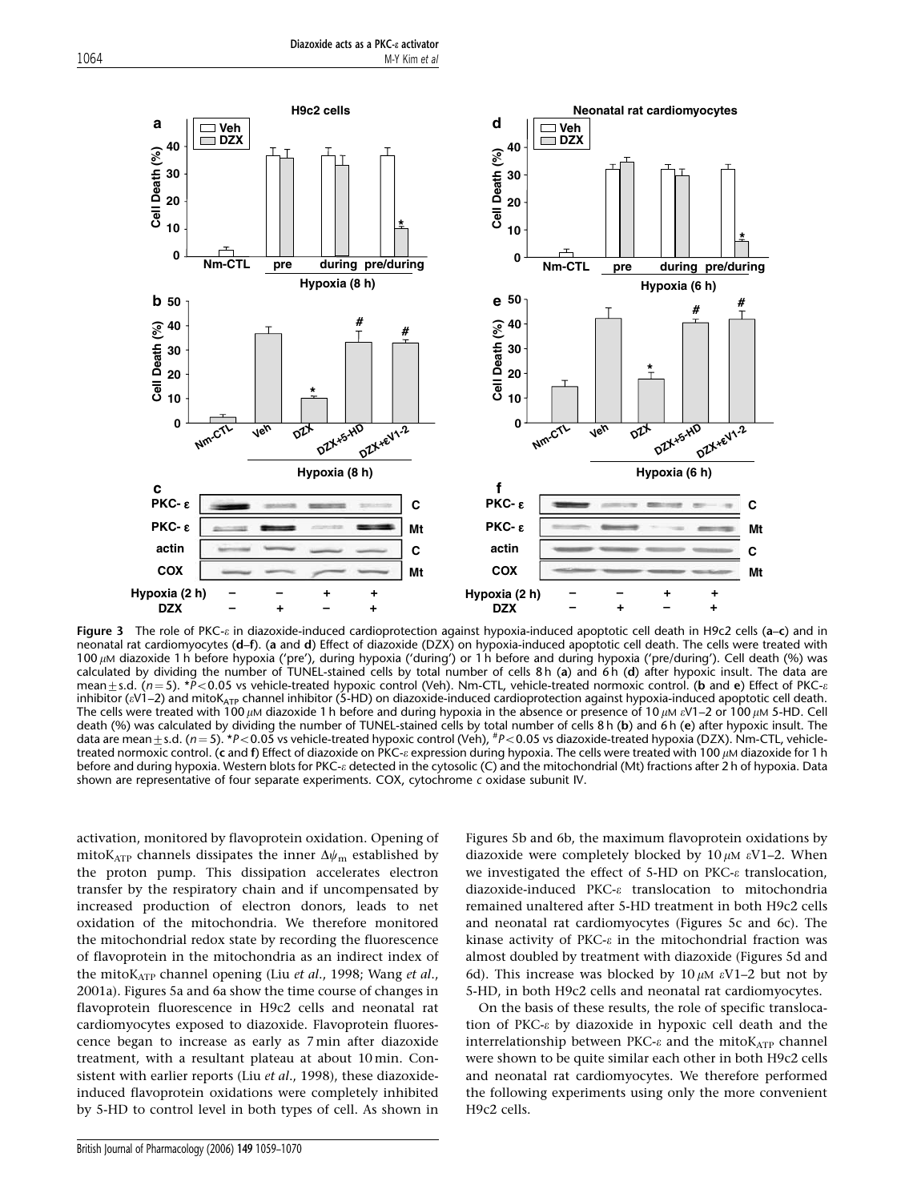**Figure 3** The role of PKC-ε in diazoxide-induced cardioprotection against hypoxia-induced apoptotic cell death in H9c2 cells (**a**–**c**) and in neonatal rat cardiomyocytes (**d**–**f**). (**a** and **d**) Effect of diazoxide (DZX) on hypoxia-induced apoptotic cell death. The cells were treated with 100 $\mu$M diazoxide 1 h before hypoxia ('pre'), during hypoxia ('during') or 1 h before and during hypoxia ('pre/during'). Cell death (%) was calculated by dividing the number of TUNEL-stained cells by total number of cells 8 h (**a**) and 6 h (**d**) after hypoxic insult. The data are mean ± s.d. ($n = 5$). *$P < 0.05$ vs vehicle-treated hypoxic control (Veh). Nm-CTL, vehicle-treated normoxic control. (**b** and **e**) Effect of PKC-ε inhibitor (εV1–2) and mito$K_{ATP}$ channel inhibitor (5-HD) on diazoxide-induced cardioprotection against hypoxia-induced apoptotic cell death. The cells were treated with 100 $\mu$M diazoxide 1 h before and during hypoxia in the absence or presence of 10 $\mu$M εV1–2 or 100 $\mu$M 5-HD. Cell death (%) was calculated by dividing the number of TUNEL-stained cells by total number of cells 8 h (**b**) and 6 h (**e**) after hypoxic insult. The data are mean ± s.d. ($n = 5$). *$P < 0.05$ vs vehicle-treated hypoxic control (Veh), #$P < 0.05$ vs diazoxide-treated hypoxia (DZX). Nm-CTL, vehicle-treated normoxic control. (**c** and **f**) Effect of diazoxide on PKC-ε expression during hypoxia. The cells were treated with 100 $\mu$M diazoxide for 1 h before and during hypoxia. Western blots for PKC-ε detected in the cytosolic (C) and the mitochondrial (Mt) fractions after 2 h of hypoxia. Data shown are representative of four separate experiments. COX, cytochrome *c* oxidase subunit IV.

activation, monitored by flavoprotein oxidation. Opening of mito$K_{ATP}$ channels dissipates the inner $\Delta\psi_m$ established by the proton pump. This dissipation accelerates electron transfer by the respiratory chain and if uncompensated by increased production of electron donors, leads to net oxidation of the mitochondria. We therefore monitored the mitochondrial redox state by recording the fluorescence of flavoprotein in the mitochondria as an indirect index of the mito$K_{ATP}$ channel opening (Liu *et al*., 1998; Wang *et al*., 2001a). Figures 5a and 6a show the time course of changes in flavoprotein fluorescence in H9c2 cells and neonatal rat cardiomyocytes exposed to diazoxide. Flavoprotein fluorescence began to increase as early as 7 min after diazoxide treatment, with a resultant plateau at about 10 min. Consistent with earlier reports (Liu *et al*., 1998), these diazoxide-induced flavoprotein oxidations were completely inhibited by 5-HD to control level in both types of cell. As shown in Figures 5b and 6b, the maximum flavoprotein oxidations by diazoxide were completely blocked by 10 $\mu$M εV1–2. When we investigated the effect of 5-HD on PKC-ε translocation, diazoxide-induced PKC-ε translocation to mitochondria remained unaltered after 5-HD treatment in both H9c2 cells and neonatal rat cardiomyocytes (Figures 5c and 6c). The kinase activity of PKC-ε in the mitochondrial fraction was almost doubled by treatment with diazoxide (Figures 5d and 6d). This increase was blocked by 10 $\mu$M εV1–2 but not by 5-HD, in both H9c2 cells and neonatal rat cardiomyocytes.

On the basis of these results, the role of specific translocation of PKC-ε by diazoxide in hypoxic cell death and the interrelationship between PKC-ε and the mito$K_{ATP}$ channel were shown to be quite similar each other in both H9c2 cells and neonatal rat cardiomyocytes. We therefore performed the following experiments using only the more convenient H9c2 cells.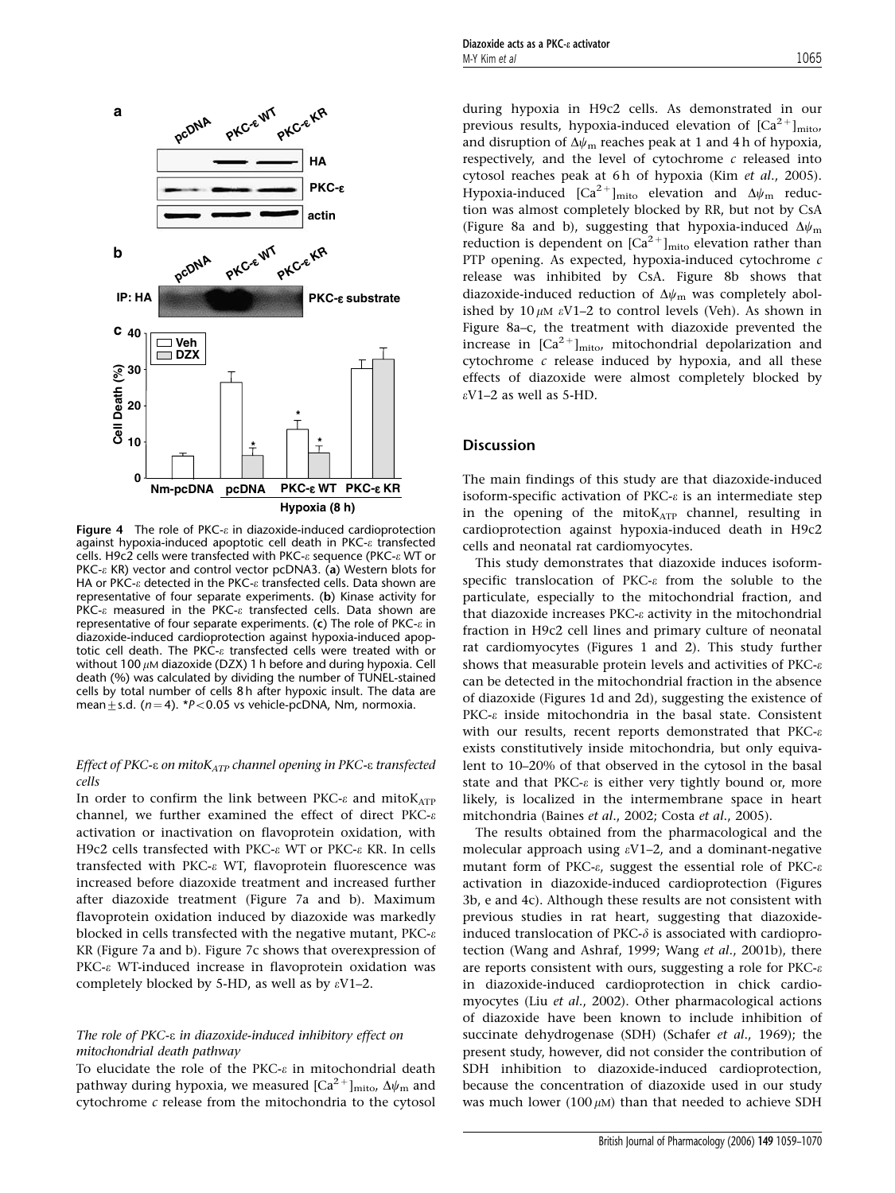Figure 4 The role of PKC-ε in diazoxide-induced cardioprotection against hypoxia-induced apoptotic cell death in PKC-ε transfected cells. H9c2 cells were transfected with PKC-ε sequence (PKC-ε WT or PKC-ε KR) vector and control vector pcDNA3. (**a**) Western blots for HA or PKC-ε detected in the PKC-ε transfected cells. Data shown are representative of four separate experiments. (**b**) Kinase activity for PKC-ε measured in the PKC-ε transfected cells. Data shown are representative of four separate experiments. (**c**) The role of PKC-ε in diazoxide-induced cardioprotection against hypoxia-induced apoptotic cell death. The PKC-ε transfected cells were treated with or without 100 $\mu$M diazoxide (DZX) 1 h before and during hypoxia. Cell death (%) was calculated by dividing the number of TUNEL-stained cells by total number of cells 8 h after hypoxic insult. The data are mean±s.d. ($n=4$). \*$P<0.05$ vs vehicle-pcDNA, Nm, normoxia.

### *Effect of PKC-ε on mitoK$_{ATP}$ channel opening in PKC-ε transfected cells*

In order to confirm the link between PKC-ε and mitoK$_{ATP}$ channel, we further examined the effect of direct PKC-ε activation or inactivation on flavoprotein oxidation, with H9c2 cells transfected with PKC-ε WT or PKC-ε KR. In cells transfected with PKC-ε WT, flavoprotein fluorescence was increased before diazoxide treatment and increased further after diazoxide treatment (Figure 7a and b). Maximum flavoprotein oxidation induced by diazoxide was markedly blocked in cells transfected with the negative mutant, PKC-ε KR (Figure 7a and b). Figure 7c shows that overexpression of PKC-ε WT-induced increase in flavoprotein oxidation was completely blocked by 5-HD, as well as by εV1–2.

### *The role of PKC-ε in diazoxide-induced inhibitory effect on mitochondrial death pathway*

To elucidate the role of the PKC-ε in mitochondrial death pathway during hypoxia, we measured $[Ca^{2+}]_{mito}$, $\Delta\psi_m$ and cytochrome *c* release from the mitochondria to the cytosol during hypoxia in H9c2 cells. As demonstrated in our previous results, hypoxia-induced elevation of $[Ca^{2+}]_{mito}$, and disruption of $\Delta\psi_m$ reaches peak at 1 and 4 h of hypoxia, respectively, and the level of cytochrome *c* released into cytosol reaches peak at 6 h of hypoxia (Kim *et al*., 2005). Hypoxia-induced $[Ca^{2+}]_{mito}$ elevation and $\Delta\psi_m$ reduction was almost completely blocked by RR, but not by CsA (Figure 8a and b), suggesting that hypoxia-induced $\Delta\psi_m$ reduction is dependent on $[Ca^{2+}]_{mito}$ elevation rather than PTP opening. As expected, hypoxia-induced cytochrome *c* release was inhibited by CsA. Figure 8b shows that diazoxide-induced reduction of $\Delta\psi_m$ was completely abolished by 10 $\mu$M εV1–2 to control levels (Veh). As shown in Figure 8a–c, the treatment with diazoxide prevented the increase in $[Ca^{2+}]_{mito}$, mitochondrial depolarization and cytochrome *c* release induced by hypoxia, and all these effects of diazoxide were almost completely blocked by εV1–2 as well as 5-HD.

## Discussion

The main findings of this study are that diazoxide-induced isoform-specific activation of PKC-ε is an intermediate step in the opening of the mitoK$_{ATP}$ channel, resulting in cardioprotection against hypoxia-induced death in H9c2 cells and neonatal rat cardiomyocytes.

This study demonstrates that diazoxide induces isoform-specific translocation of PKC-ε from the soluble to the particulate, especially to the mitochondrial fraction, and that diazoxide increases PKC-ε activity in the mitochondrial fraction in H9c2 cell lines and primary culture of neonatal rat cardiomyocytes (Figures 1 and 2). This study further shows that measurable protein levels and activities of PKC-ε can be detected in the mitochondrial fraction in the absence of diazoxide (Figures 1d and 2d), suggesting the existence of PKC-ε inside mitochondria in the basal state. Consistent with our results, recent reports demonstrated that PKC-ε exists constitutively inside mitochondria, but only equivalent to 10–20% of that observed in the cytosol in the basal state and that PKC-ε is either very tightly bound or, more likely, is localized in the intermembrane space in heart mitchondria (Baines *et al*., 2002; Costa *et al*., 2005).

The results obtained from the pharmacological and the molecular approach using εV1–2, and a dominant-negative mutant form of PKC-ε, suggest the essential role of PKC-ε activation in diazoxide-induced cardioprotection (Figures 3b, e and 4c). Although these results are not consistent with previous studies in rat heart, suggesting that diazoxide-induced translocation of PKC-δ is associated with cardioprotection (Wang and Ashraf, 1999; Wang *et al*., 2001b), there are reports consistent with ours, suggesting a role for PKC-ε in diazoxide-induced cardioprotection in chick cardiomyocytes (Liu *et al*., 2002). Other pharmacological actions of diazoxide have been known to include inhibition of succinate dehydrogenase (SDH) (Schafer *et al*., 1969); the present study, however, did not consider the contribution of SDH inhibition to diazoxide-induced cardioprotection, because the concentration of diazoxide used in our study was much lower (100 $\mu$M) than that needed to achieve SDH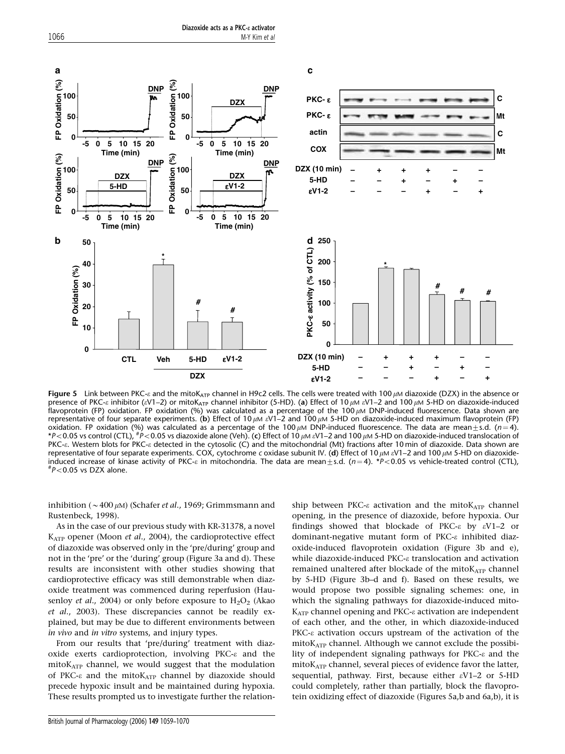Figure 5 Link between PKC-ε and the mito$K_{ATP}$ channel in H9c2 cells. The cells were treated with 100 μM diazoxide (DZX) in the absence or presence of PKC-ε inhibitor (εV1–2) or mito$K_{ATP}$ channel inhibitor (5-HD). (**a**) Effect of 10 μM εV1–2 and 100 μM 5-HD on diazoxide-induced flavoprotein (FP) oxidation. FP oxidation (%) was calculated as a percentage of the 100 μM DNP-induced fluorescence. Data shown are representative of four separate experiments. (**b**) Effect of 10 μM εV1–2 and 100 μM 5-HD on diazoxide-induced maximum flavoprotein (FP) oxidation. FP oxidation (%) was calculated as a percentage of the 100 μM DNP-induced fluorescence. The data are mean±s.d. ($n=4$). *$P<0.05$ vs control (CTL), #$P<0.05$ vs diazoxide alone (Veh). (**c**) Effect of 10 μM εV1–2 and 100 μM 5-HD on diazoxide-induced translocation of PKC-ε. Western blots for PKC-ε detected in the cytosolic (C) and the mitochondrial (Mt) fractions after 10 min of diazoxide. Data shown are representative of four separate experiments. COX, cytochrome *c* oxidase subunit IV. (**d**) Effect of 10 μM εV1–2 and 100 μM 5-HD on diazoxide-induced increase of kinase activity of PKC-ε in mitochondria. The data are mean±s.d. ($n=4$). *$P<0.05$ vs vehicle-treated control (CTL), #$P<0.05$ vs DZX alone.

inhibition (~400 μM) (Schafer *et al*., 1969; Grimmsmann and Rustenbeck, 1998).

As in the case of our previous study with KR-31378, a novel $K_{ATP}$ opener (Moon *et al*., 2004), the cardioprotective effect of diazoxide was observed only in the 'pre/during' group and not in the 'pre' or the 'during' group (Figure 3a and d). These results are inconsistent with other studies showing that cardioprotective efficacy was still demonstrable when diazoxide treatment was commenced during reperfusion (Hausenloy *et al*., 2004) or only before exposure to $H_2O_2$ (Akao *et al*., 2003). These discrepancies cannot be readily explained, but may be due to different environments between *in vivo* and *in vitro* systems, and injury types.

From our results that 'pre/during' treatment with diazoxide exerts cardioprotection, involving PKC-ε and the mito$K_{ATP}$ channel, we would suggest that the modulation of PKC-ε and the mito$K_{ATP}$ channel by diazoxide should precede hypoxic insult and be maintained during hypoxia. These results prompted us to investigate further the relationship between PKC-ε activation and the mito$K_{ATP}$ channel opening, in the presence of diazoxide, before hypoxia. Our findings showed that blockade of PKC-ε by εV1–2 or dominant-negative mutant form of PKC-ε inhibited diazoxide-induced flavoprotein oxidation (Figure 3b and e), while diazoxide-induced PKC-ε translocation and activation remained unaltered after blockade of the mito$K_{ATP}$ channel by 5-HD (Figure 3b–d and f). Based on these results, we would propose two possible signaling schemes: one, in which the signaling pathways for diazoxide-induced mito$K_{ATP}$ channel opening and PKC-ε activation are independent of each other, and the other, in which diazoxide-induced PKC-ε activation occurs upstream of the activation of the mito$K_{ATP}$ channel. Although we cannot exclude the possibility of independent signaling pathways for PKC-ε and the mito$K_{ATP}$ channel, several pieces of evidence favor the latter, sequential, pathway. First, because either εV1–2 or 5-HD could completely, rather than partially, block the flavoprotein oxidizing effect of diazoxide (Figures 5a,b and 6a,b), it is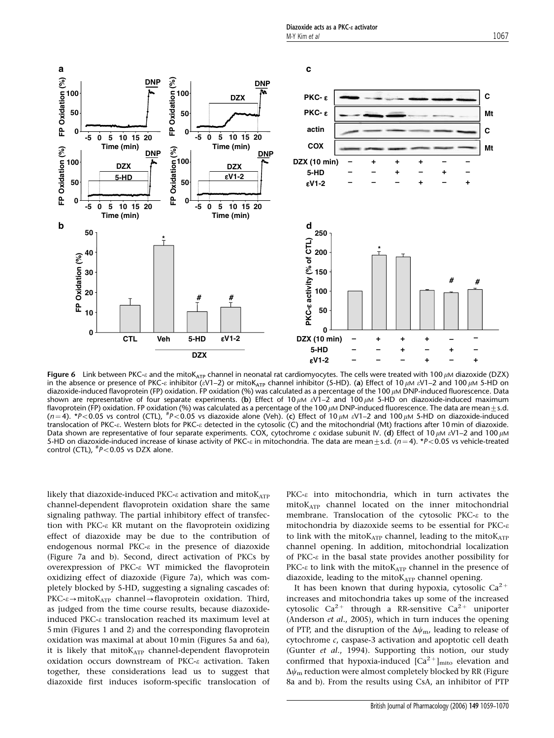**Figure 6** Link between PKC-ε and the mito$K_{ATP}$ channel in neonatal rat cardiomyocytes. The cells were treated with 100 μM diazoxide (DZX) in the absence or presence of PKC-ε inhibitor (εV1–2) or mito$K_{ATP}$ channel inhibitor (5-HD). (**a**) Effect of 10 μM εV1–2 and 100 μM 5-HD on diazoxide-induced flavoprotein (FP) oxidation. FP oxidation (%) was calculated as a percentage of the 100 μM DNP-induced fluorescence. Data shown are representative of four separate experiments. (**b**) Effect of 10 μM εV1–2 and 100 μM 5-HD on diazoxide-induced maximum flavoprotein (FP) oxidation. FP oxidation (%) was calculated as a percentage of the 100 μM DNP-induced fluorescence. The data are mean ± s.d. ($n = 4$). *$P < 0.05$ vs control (CTL), #$P < 0.05$ vs diazoxide alone (Veh). (**c**) Effect of 10 μM εV1–2 and 100 μM 5-HD on diazoxide-induced translocation of PKC-ε. Western blots for PKC-ε detected in the cytosolic (C) and the mitochondrial (Mt) fractions after 10 min of diazoxide. Data shown are representative of four separate experiments. COX, cytochrome *c* oxidase subunit IV. (**d**) Effect of 10 μM εV1–2 and 100 μM 5-HD on diazoxide-induced increase of kinase activity of PKC-ε in mitochondria. The data are mean ± s.d. ($n = 4$). *$P < 0.05$ vs vehicle-treated control (CTL), #$P < 0.05$ vs DZX alone.

likely that diazoxide-induced PKC-ε activation and mito$K_{ATP}$ channel-dependent flavoprotein oxidation share the same signaling pathway. The partial inhibitory effect of transfection with PKC-ε KR mutant on the flavoprotein oxidizing effect of diazoxide may be due to the contribution of endogenous normal PKC-ε in the presence of diazoxide (Figure 7a and b). Second, direct activation of PKCs by overexpression of PKC-ε WT mimicked the flavoprotein oxidizing effect of diazoxide (Figure 7a), which was completely blocked by 5-HD, suggesting a signaling cascades of: PKC-ε → mito$K_{ATP}$ channel → flavoprotein oxidation. Third, as judged from the time course results, because diazoxide-induced PKC-ε translocation reached its maximum level at 5 min (Figures 1 and 2) and the corresponding flavoprotein oxidation was maximal at about 10 min (Figures 5a and 6a), it is likely that mito$K_{ATP}$ channel-dependent flavoprotein oxidation occurs downstream of PKC-ε activation. Taken together, these considerations lead us to suggest that diazoxide first induces isoform-specific translocation of PKC-ε into mitochondria, which in turn activates the mito$K_{ATP}$ channel located on the inner mitochondrial membrane. Translocation of the cytosolic PKC-ε to the mitochondria by diazoxide seems to be essential for PKC-ε to link with the mito$K_{ATP}$ channel, leading to the mito$K_{ATP}$ channel opening. In addition, mitochondrial localization of PKC-ε in the basal state provides another possibility for PKC-ε to link with the mito$K_{ATP}$ channel in the presence of diazoxide, leading to the mito$K_{ATP}$ channel opening.

It has been known that during hypoxia, cytosolic $Ca^{2+}$ increases and mitochondria takes up some of the increased cytosolic $Ca^{2+}$ through a RR-sensitive $Ca^{2+}$ uniporter (Anderson *et al*., 2005), which in turn induces the opening of PTP, and the disruption of the $\Delta\psi_m$, leading to release of cytochrome *c*, caspase-3 activation and apoptotic cell death (Gunter *et al*., 1994). Supporting this notion, our study confirmed that hypoxia-induced $[Ca^{2+}]_{mito}$ elevation and $\Delta\psi_m$ reduction were almost completely blocked by RR (Figure 8a and b). From the results using CsA, an inhibitor of PTP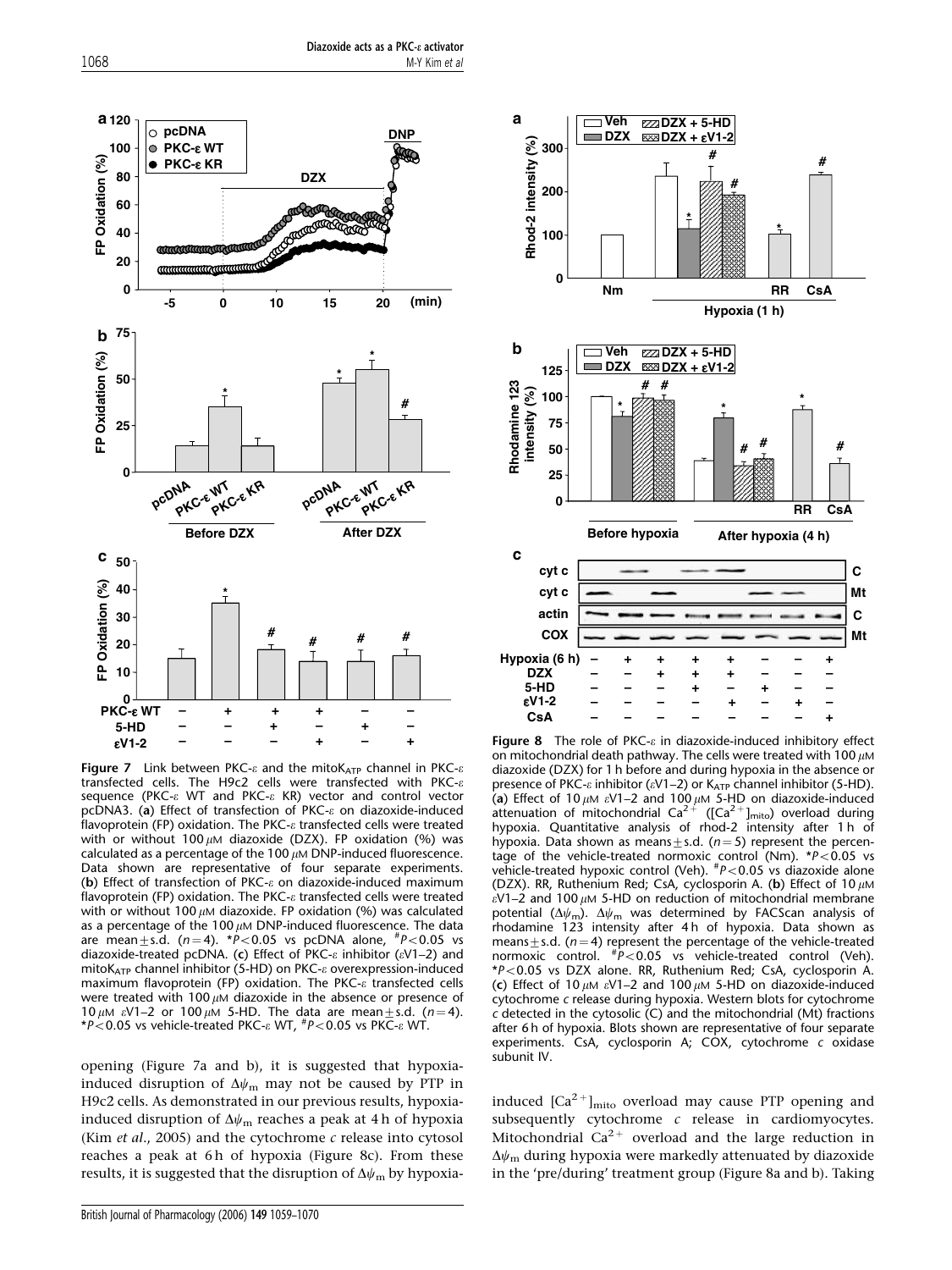**Figure 7** Link between PKC-ε and the mitoK$_{ATP}$ channel in PKC-ε transfected cells. The H9c2 cells were transfected with PKC-ε sequence (PKC-ε WT and PKC-ε KR) vector and control vector pcDNA3. (**a**) Effect of transfection of PKC-ε on diazoxide-induced flavoprotein (FP) oxidation. The PKC-ε transfected cells were treated with or without 100 $\mu$M diazoxide (DZX). FP oxidation (%) was calculated as a percentage of the 100 $\mu$M DNP-induced fluorescence. Data shown are representative of four separate experiments. (**b**) Effect of transfection of PKC-ε on diazoxide-induced maximum flavoprotein (FP) oxidation. The PKC-ε transfected cells were treated with or without 100 $\mu$M diazoxide. FP oxidation (%) was calculated as a percentage of the 100 $\mu$M DNP-induced fluorescence. The data are mean±s.d. ($n$=4). *$P$<0.05 vs pcDNA alone, #$P$<0.05 vs diazoxide-treated pcDNA. (**c**) Effect of PKC-ε inhibitor (εV1–2) and mitoK$_{ATP}$ channel inhibitor (5-HD) on PKC-ε overexpression-induced maximum flavoprotein (FP) oxidation. The PKC-ε transfected cells were treated with 100 $\mu$M diazoxide in the absence or presence of 10 $\mu$M εV1–2 or 100 $\mu$M 5-HD. The data are mean±s.d. ($n$=4). *$P$<0.05 vs vehicle-treated PKC-ε WT, #$P$<0.05 vs PKC-ε WT.

**Figure 8** The role of PKC-ε in diazoxide-induced inhibitory effect on mitochondrial death pathway. The cells were treated with 100 $\mu$M diazoxide (DZX) for 1 h before and during hypoxia in the absence or presence of PKC-ε inhibitor (εV1–2) or K$_{ATP}$ channel inhibitor (5-HD). (**a**) Effect of 10 $\mu$M εV1–2 and 100 $\mu$M 5-HD on diazoxide-induced attenuation of mitochondrial $Ca^{2+}$ ($[Ca^{2+}]_{mito}$) overload during hypoxia. Quantitative analysis of rhod-2 intensity after 1 h of hypoxia. Data shown as means±s.d. ($n$=5) represent the percentage of the vehicle-treated normoxic control (Nm). *$P$<0.05 vs vehicle-treated hypoxic control (Veh). #$P$<0.05 vs diazoxide alone (DZX). RR, Ruthenium Red; CsA, cyclosporin A. (**b**) Effect of 10 $\mu$M εV1–2 and 100 $\mu$M 5-HD on reduction of mitochondrial membrane potential ($\Delta\psi_m$). $\Delta\psi_m$ was determined by FACScan analysis of rhodamine 123 intensity after 4 h of hypoxia. Data shown as means±s.d. ($n$=4) represent the percentage of the vehicle-treated normoxic control. #$P$<0.05 vs vehicle-treated control (Veh). *$P$<0.05 vs DZX alone. RR, Ruthenium Red; CsA, cyclosporin A. (**c**) Effect of 10 $\mu$M εV1–2 and 100 $\mu$M 5-HD on diazoxide-induced cytochrome *c* release during hypoxia. Western blots for cytochrome *c* detected in the cytosolic (C) and the mitochondrial (Mt) fractions after 6 h of hypoxia. Blots shown are representative of four separate experiments. CsA, cyclosporin A; COX, cytochrome *c* oxidase subunit IV.

opening (Figure 7a and b), it is suggested that hypoxia-induced disruption of $\Delta\psi_m$ may not be caused by PTP in H9c2 cells. As demonstrated in our previous results, hypoxia-induced disruption of $\Delta\psi_m$ reaches a peak at 4 h of hypoxia (Kim *et al*., 2005) and the cytochrome *c* release into cytosol reaches a peak at 6 h of hypoxia (Figure 8c). From these results, it is suggested that the disruption of $\Delta\psi_m$ by hypoxia-induced $[Ca^{2+}]_{mito}$ overload may cause PTP opening and subsequently cytochrome *c* release in cardiomyocytes. Mitochondrial $Ca^{2+}$ overload and the large reduction in $\Delta\psi_m$ during hypoxia were markedly attenuated by diazoxide in the 'pre/during' treatment group (Figure 8a and b). Taking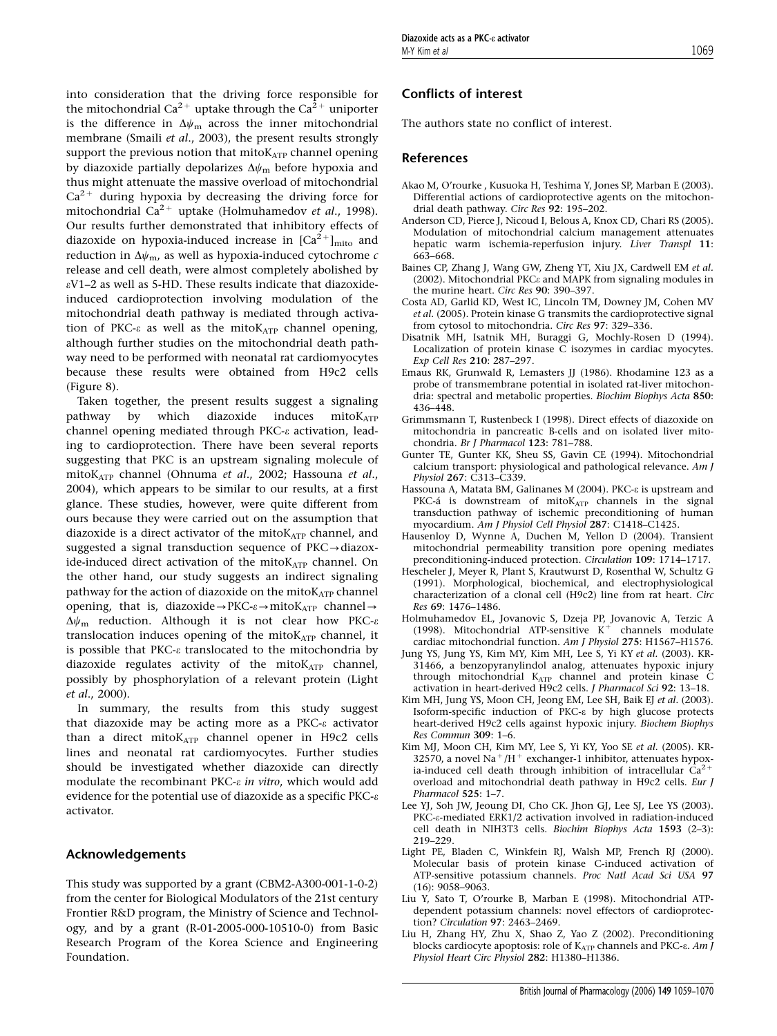into consideration that the driving force responsible for the mitochondrial $Ca^{2+}$ uptake through the $Ca^{2+}$ uniporter is the difference in $\Delta\psi_m$ across the inner mitochondrial membrane (Smaili *et al*., 2003), the present results strongly support the previous notion that mito$K_{ATP}$ channel opening by diazoxide partially depolarizes $\Delta\psi_m$ before hypoxia and thus might attenuate the massive overload of mitochondrial $Ca^{2+}$ during hypoxia by decreasing the driving force for mitochondrial $Ca^{2+}$ uptake (Holmuhamedov *et al*., 1998). Our results further demonstrated that inhibitory effects of diazoxide on hypoxia-induced increase in $[Ca^{2+}]_{mito}$ and reduction in $\Delta\psi_m$, as well as hypoxia-induced cytochrome *c* release and cell death, were almost completely abolished by εV1–2 as well as 5-HD. These results indicate that diazoxide-induced cardioprotection involving modulation of the mitochondrial death pathway is mediated through activation of PKC-ε as well as the mito$K_{ATP}$ channel opening, although further studies on the mitochondrial death pathway need to be performed with neonatal rat cardiomyocytes because these results were obtained from H9c2 cells (Figure 8).

Taken together, the present results suggest a signaling pathway by which diazoxide induces mito$K_{ATP}$ channel opening mediated through PKC-ε activation, leading to cardioprotection. There have been several reports suggesting that PKC is an upstream signaling molecule of mito$K_{ATP}$ channel (Ohnuma *et al*., 2002; Hassouna *et al*., 2004), which appears to be similar to our results, at a first glance. These studies, however, were quite different from ours because they were carried out on the assumption that diazoxide is a direct activator of the mito$K_{ATP}$ channel, and suggested a signal transduction sequence of PKC→diazoxide-induced direct activation of the mito$K_{ATP}$ channel. On the other hand, our study suggests an indirect signaling pathway for the action of diazoxide on the mito$K_{ATP}$ channel opening, that is, diazoxide→PKC-ε→mito$K_{ATP}$ channel→$\Delta\psi_m$ reduction. Although it is not clear how PKC-ε translocation induces opening of the mito$K_{ATP}$ channel, it is possible that PKC-ε translocated to the mitochondria by diazoxide regulates activity of the mito$K_{ATP}$ channel, possibly by phosphorylation of a relevant protein (Light *et al*., 2000).

In summary, the results from this study suggest that diazoxide may be acting more as a PKC-ε activator than a direct mito$K_{ATP}$ channel opener in H9c2 cells lines and neonatal rat cardiomyocytes. Further studies should be investigated whether diazoxide can directly modulate the recombinant PKC-ε *in vitro*, which would add evidence for the potential use of diazoxide as a specific PKC-ε activator.

## Acknowledgements

This study was supported by a grant (CBM2-A300-001-1-0-2) from the center for Biological Modulators of the 21st century Frontier R&D program, the Ministry of Science and Technology, and by a grant (R-01-2005-000-10510-0) from Basic Research Program of the Korea Science and Engineering Foundation.

## Conflicts of interest

The authors state no conflict of interest.

## References

Akao M, O'rourke , Kusuoka H, Teshima Y, Jones SP, Marban E (2003). Differential actions of cardioprotective agents on the mitochondrial death pathway. *Circ Res* **92**: 195–202.

Anderson CD, Pierce J, Nicoud I, Belous A, Knox CD, Chari RS (2005). Modulation of mitochondrial calcium management attenuates hepatic warm ischemia-reperfusion injury. *Liver Transpl* **11**: 663–668.

Baines CP, Zhang J, Wang GW, Zheng YT, Xiu JX, Cardwell EM *et al*. (2002). Mitochondrial PKCε and MAPK from signaling modules in the murine heart. *Circ Res* **90**: 390–397.

Costa AD, Garlid KD, West IC, Lincoln TM, Downey JM, Cohen MV *et al*. (2005). Protein kinase G transmits the cardioprotective signal from cytosol to mitochondria. *Circ Res* **97**: 329–336.

Disatnik MH, Isatnik MH, Buraggi G, Mochly-Rosen D (1994). Localization of protein kinase C isozymes in cardiac myocytes. *Exp Cell Res* **210**: 287–297.

Emaus RK, Grunwald R, Lemasters JJ (1986). Rhodamine 123 as a probe of transmembrane potential in isolated rat-liver mitochondria: spectral and metabolic properties. *Biochim Biophys Acta* **850**: 436–448.

Grimmsmann T, Rustenbeck I (1998). Direct effects of diazoxide on mitochondria in pancreatic B-cells and on isolated liver mitochondria. *Br J Pharmacol* **123**: 781–788.

Gunter TE, Gunter KK, Sheu SS, Gavin CE (1994). Mitochondrial calcium transport: physiological and pathological relevance. *Am J Physiol* **267**: C313–C339.

Hassouna A, Matata BM, Galinanes M (2004). PKC-ε is upstream and PKC-á is downstream of mito$K_{ATP}$ channels in the signal transduction pathway of ischemic preconditioning of human myocardium. *Am J Physiol Cell Physiol* **287**: C1418–C1425.

Hausenloy D, Wynne A, Duchen M, Yellon D (2004). Transient mitochondrial permeability transition pore opening mediates preconditioning-induced protection. *Circulation* **109**: 1714–1717.

Hescheler J, Meyer R, Plant S, Krautwurst D, Rosenthal W, Schultz G (1991). Morphological, biochemical, and electrophysiological characterization of a clonal cell (H9c2) line from rat heart. *Circ Res* **69**: 1476–1486.

Holmuhamedov EL, Jovanovic S, Dzeja PP, Jovanovic A, Terzic A (1998). Mitochondrial ATP-sensitive $K^+$ channels modulate cardiac mitochondrial function. *Am J Physiol* **275**: H1567–H1576.

Jung YS, Jung YS, Kim MY, Kim MH, Lee S, Yi KY *et al*. (2003). KR-31466, a benzopyranylindol analog, attenuates hypoxic injury through mitochondrial $K_{ATP}$ channel and protein kinase C activation in heart-derived H9c2 cells. *J Pharmacol Sci* **92**: 13–18.

Kim MH, Jung YS, Moon CH, Jeong EM, Lee SH, Baik EJ *et al*. (2003). Isoform-specific induction of PKC-ε by high glucose protects heart-derived H9c2 cells against hypoxic injury. *Biochem Biophys Res Commun* **309**: 1–6.

Kim MJ, Moon CH, Kim MY, Lee S, Yi KY, Yoo SE *et al*. (2005). KR-32570, a novel $Na^+/H^+$ exchanger-1 inhibitor, attenuates hypoxia-induced cell death through inhibition of intracellular $Ca^{2+}$ overload and mitochondrial death pathway in H9c2 cells. *Eur J Pharmacol* **525**: 1–7.

Lee YJ, Soh JW, Jeoung DI, Cho CK. Jhon GJ, Lee SJ, Lee YS (2003). PKC-ε-mediated ERK1/2 activation involved in radiation-induced cell death in NIH3T3 cells. *Biochim Biophys Acta* **1593** (2–3): 219–229.

Light PE, Bladen C, Winkfein RJ, Walsh MP, French RJ (2000). Molecular basis of protein kinase C-induced activation of ATP-sensitive potassium channels. *Proc Natl Acad Sci USA* **97** (16): 9058–9063.

Liu Y, Sato T, O'rourke B, Marban E (1998). Mitochondrial ATP-dependent potassium channels: novel effectors of cardioprotection? *Circulation* **97**: 2463–2469.

Liu H, Zhang HY, Zhu X, Shao Z, Yao Z (2002). Preconditioning blocks cardiocyte apoptosis: role of $K_{ATP}$ channels and PKC-ε. *Am J Physiol Heart Circ Physiol* **282**: H1380–H1386.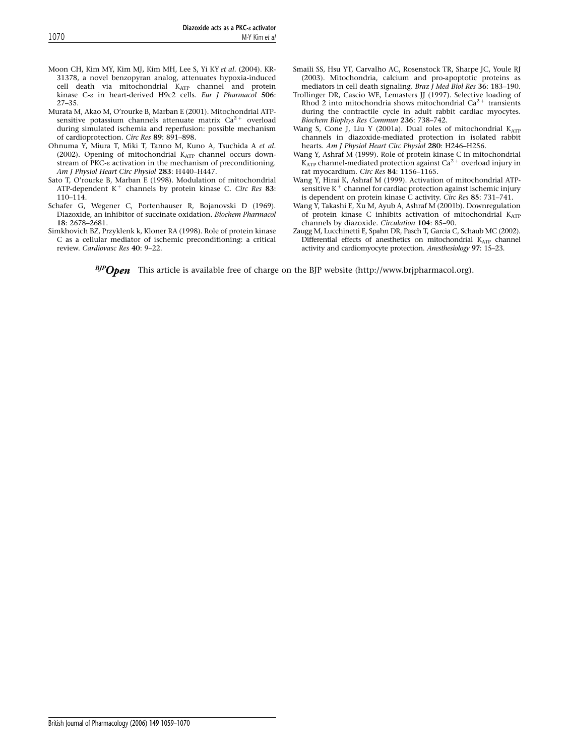Moon CH, Kim MY, Kim MJ, Kim MH, Lee S, Yi KY *et al*. (2004). KR-31378, a novel benzopyran analog, attenuates hypoxia-induced cell death via mitochondrial $K_{ATP}$ channel and protein kinase C-ε in heart-derived H9c2 cells. *Eur J Pharmacol* **506**: 27–35.

Murata M, Akao M, O'rourke B, Marban E (2001). Mitochondrial ATP-sensitive potassium channels attenuate matrix $Ca^{2+}$ overload during simulated ischemia and reperfusion: possible mechanism of cardioprotection. *Circ Res* **89**: 891–898.

Ohnuma Y, Miura T, Miki T, Tanno M, Kuno A, Tsuchida A *et al*. (2002). Opening of mitochondrial $K_{ATP}$ channel occurs downstream of PKC-ε activation in the mechanism of preconditioning. *Am J Physiol Heart Circ Physiol* **283**: H440–H447.

Sato T, O'rourke B, Marban E (1998). Modulation of mitochondrial ATP-dependent $K^+$ channels by protein kinase C. *Circ Res* **83**: 110–114.

Schafer G, Wegener C, Portenhauser R, Bojanovski D (1969). Diazoxide, an inhibitor of succinate oxidation. *Biochem Pharmacol* **18**: 2678–2681.

Simkhovich BZ, Przyklenk k, Kloner RA (1998). Role of protein kinase C as a cellular mediator of ischemic preconditioning: a critical review. *Cardiovasc Res* **40**: 9–22.

Smaili SS, Hsu YT, Carvalho AC, Rosenstock TR, Sharpe JC, Youle RJ (2003). Mitochondria, calcium and pro-apoptotic proteins as mediators in cell death signaling. *Braz J Med Biol Res* **36**: 183–190.

Trollinger DR, Cascio WE, Lemasters JJ (1997). Selective loading of Rhod 2 into mitochondria shows mitochondrial $Ca^{2+}$ transients during the contractile cycle in adult rabbit cardiac myocytes. *Biochem Biophys Res Commun* **236**: 738–742.

Wang S, Cone J, Liu Y (2001a). Dual roles of mitochondrial $K_{ATP}$ channels in diazoxide-mediated protection in isolated rabbit hearts. *Am J Physiol Heart Circ Physiol* **280**: H246–H256.

Wang Y, Ashraf M (1999). Role of protein kinase C in mitochondrial $K_{ATP}$ channel-mediated protection against $Ca^{2+}$ overload injury in rat myocardium. *Circ Res* **84**: 1156–1165.

Wang Y, Hirai K, Ashraf M (1999). Activation of mitochondrial ATP-sensitive $K^+$ channel for cardiac protection against ischemic injury is dependent on protein kinase C activity. *Circ Res* **85**: 731–741.

Wang Y, Takashi E, Xu M, Ayub A, Ashraf M (2001b). Downregulation of protein kinase C inhibits activation of mitochondrial $K_{ATP}$ channels by diazoxide. *Circulation* **104**: 85–90.

Zaugg M, Lucchinetti E, Spahn DR, Pasch T, Garcia C, Schaub MC (2002). Differential effects of anesthetics on mitochondrial $K_{ATP}$ channel activity and cardiomyocyte protection. *Anesthesiology* **97**: 15–23.

***BJPOpen*** This article is available free of charge on the BJP website (http://www.brjpharmacol.org).